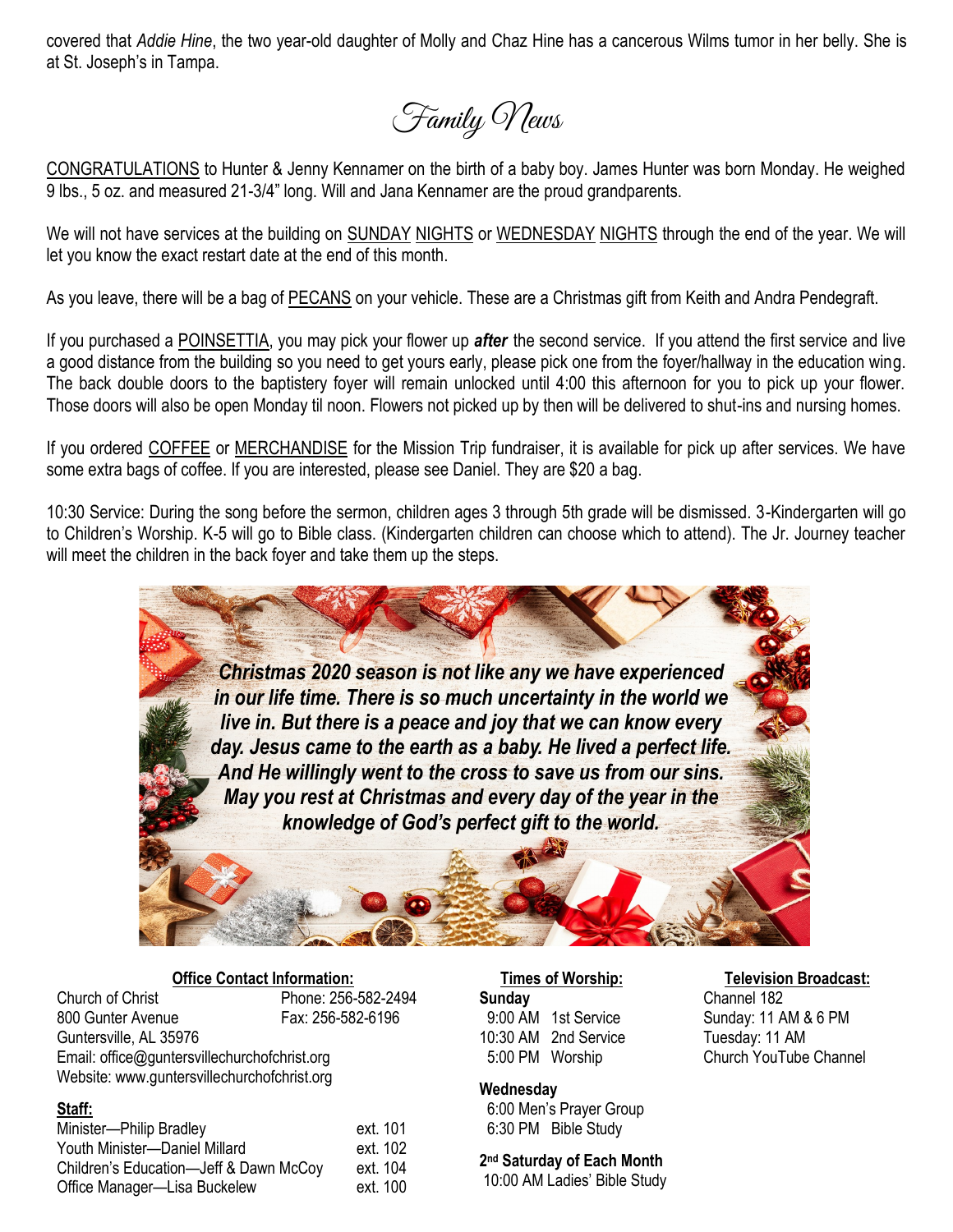covered that *Addie Hine*, the two year-old daughter of Molly and Chaz Hine has a cancerous Wilms tumor in her belly. She is at St. Joseph's in Tampa.

## Family News

CONGRATULATIONS to Hunter & Jenny Kennamer on the birth of a baby boy. James Hunter was born Monday. He weighed 9 lbs., 5 oz. and measured 21-3/4" long. Will and Jana Kennamer are the proud grandparents.

We will not have services at the building on SUNDAY NIGHTS or WEDNESDAY NIGHTS through the end of the year. We will let you know the exact restart date at the end of this month.

As you leave, there will be a bag of PECANS on your vehicle. These are a Christmas gift from Keith and Andra Pendegraft.

If you purchased a POINSETTIA, you may pick your flower up ***after*** the second service. If you attend the first service and live a good distance from the building so you need to get yours early, please pick one from the foyer/hallway in the education wing. The back double doors to the baptistery foyer will remain unlocked until 4:00 this afternoon for you to pick up your flower. Those doors will also be open Monday til noon. Flowers not picked up by then will be delivered to shut-ins and nursing homes.

If you ordered COFFEE or MERCHANDISE for the Mission Trip fundraiser, it is available for pick up after services. We have some extra bags of coffee. If you are interested, please see Daniel. They are $20 a bag.

10:30 Service: During the song before the sermon, children ages 3 through 5th grade will be dismissed. 3-Kindergarten will go to Children's Worship. K-5 will go to Bible class. (Kindergarten children can choose which to attend). The Jr. Journey teacher will meet the children in the back foyer and take them up the steps.

***Christmas 2020 season is not like any we have experienced in our life time. There is so much uncertainty in the world we live in. But there is a peace and joy that we can know every day. Jesus came to the earth as a baby. He lived a perfect life. And He willingly went to the cross to save us from our sins. May you rest at Christmas and every day of the year in the knowledge of God's perfect gift to the world.***

**Office Contact Information:**

Church of Christ
800 Gunter Avenue
Guntersville, AL 35976
Phone: 256-582-2494
Fax: 256-582-6196
Email: office@guntersvillechurchofchrist.org
Website: www.guntersvillechurchofchrist.org

**Staff:**

| | |
|---|---|
| Minister—Philip Bradley | ext. 101 |
| Youth Minister—Daniel Millard | ext. 102 |
| Children's Education—Jeff & Dawn McCoy | ext. 104 |
| Office Manager—Lisa Buckelew | ext. 100 |

**Times of Worship:**

**Sunday**
9:00 AM 1st Service
10:30 AM 2nd Service
5:00 PM Worship

**Wednesday**
6:00 Men's Prayer Group
6:30 PM Bible Study

**2nd Saturday of Each Month**
10:00 AM Ladies' Bible Study

**Television Broadcast:**

Channel 182
Sunday: 11 AM & 6 PM
Tuesday: 11 AM
Church YouTube Channel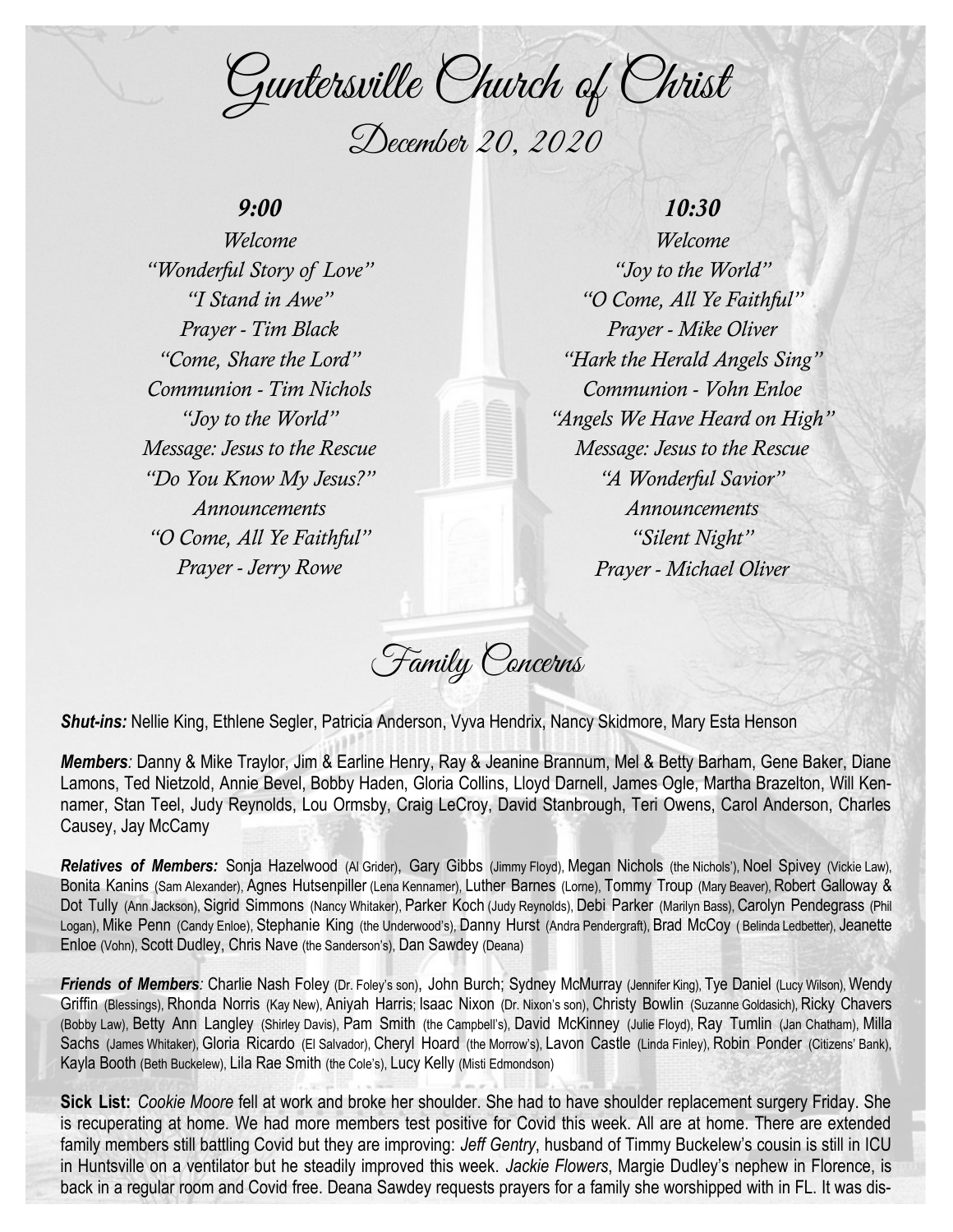# Guntersville Church of Christ

## December 20, 2020

### 9:00

*Welcome*
*"Wonderful Story of Love"*
*"I Stand in Awe"*
*Prayer - Tim Black*
*"Come, Share the Lord"*
*Communion - Tim Nichols*
*"Joy to the World"*
*Message: Jesus to the Rescue*
*"Do You Know My Jesus?"*
*Announcements*
*"O Come, All Ye Faithful"*
*Prayer - Jerry Rowe*

### 10:30

*Welcome*
*"Joy to the World"*
*"O Come, All Ye Faithful"*
*Prayer - Mike Oliver*
*"Hark the Herald Angels Sing"*
*Communion - Vohn Enloe*
*"Angels We Have Heard on High"*
*Message: Jesus to the Rescue*
*"A Wonderful Savior"*
*Announcements*
*"Silent Night"*
*Prayer - Michael Oliver*

## Family Concerns

***Shut-ins:*** Nellie King, Ethlene Segler, Patricia Anderson, Vyva Hendrix, Nancy Skidmore, Mary Esta Henson

***Members:*** Danny & Mike Traylor, Jim & Earline Henry, Ray & Jeanine Brannum, Mel & Betty Barham, Gene Baker, Diane Lamons, Ted Nietzold, Annie Bevel, Bobby Haden, Gloria Collins, Lloyd Darnell, James Ogle, Martha Brazelton, Will Kennamer, Stan Teel, Judy Reynolds, Lou Ormsby, Craig LeCroy, David Stanbrough, Teri Owens, Carol Anderson, Charles Causey, Jay McCamy

***Relatives of Members:*** Sonja Hazelwood (Al Grider), Gary Gibbs (Jimmy Floyd), Megan Nichols (the Nichols'), Noel Spivey (Vickie Law), Bonita Kanins (Sam Alexander), Agnes Hutsenpiller (Lena Kennamer), Luther Barnes (Lorne), Tommy Troup (Mary Beaver), Robert Galloway & Dot Tully (Ann Jackson), Sigrid Simmons (Nancy Whitaker), Parker Koch (Judy Reynolds), Debi Parker (Marilyn Bass), Carolyn Pendegrass (Phil Logan), Mike Penn (Candy Enloe), Stephanie King (the Underwood's), Danny Hurst (Andra Pendergraft), Brad McCoy ( Belinda Ledbetter), Jeanette Enloe (Vohn), Scott Dudley, Chris Nave (the Sanderson's), Dan Sawdey (Deana)

***Friends of Members:*** Charlie Nash Foley (Dr. Foley's son), John Burch; Sydney McMurray (Jennifer King), Tye Daniel (Lucy Wilson), Wendy Griffin (Blessings), Rhonda Norris (Kay New), Aniyah Harris; Isaac Nixon (Dr. Nixon's son), Christy Bowlin (Suzanne Goldasich), Ricky Chavers (Bobby Law), Betty Ann Langley (Shirley Davis), Pam Smith (the Campbell's), David McKinney (Julie Floyd), Ray Tumlin (Jan Chatham), Milla Sachs (James Whitaker), Gloria Ricardo (El Salvador), Cheryl Hoard (the Morrow's), Lavon Castle (Linda Finley), Robin Ponder (Citizens' Bank), Kayla Booth (Beth Buckelew), Lila Rae Smith (the Cole's), Lucy Kelly (Misti Edmondson)

**Sick List:** *Cookie Moore* fell at work and broke her shoulder. She had to have shoulder replacement surgery Friday. She is recuperating at home. We had more members test positive for Covid this week. All are at home. There are extended family members still battling Covid but they are improving: *Jeff Gentry*, husband of Timmy Buckelew's cousin is still in ICU in Huntsville on a ventilator but he steadily improved this week. *Jackie Flowers*, Margie Dudley's nephew in Florence, is back in a regular room and Covid free. Deana Sawdey requests prayers for a family she worshipped with in FL. It was dis-